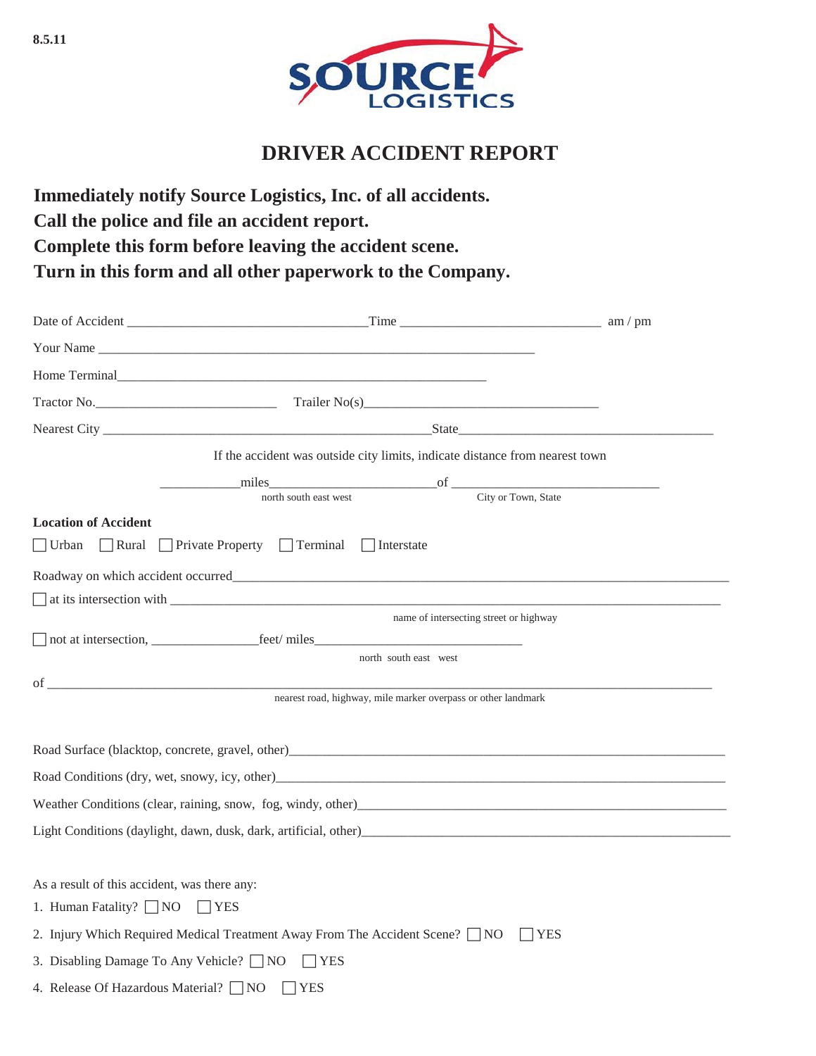8.5.11

SOURCE LOGISTICS

# DRIVER ACCIDENT REPORT

**Immediately notify Source Logistics, Inc. of all accidents.**
**Call the police and file an accident report.**
**Complete this form before leaving the accident scene.**
**Turn in this form and all other paperwork to the Company.**

Date of Accident ___________________________________Time _____________________________ am / pm

Your Name ________________________________________________________________

Home Terminal______________________________________________________

Tractor No.___________________________ Trailer No(s)___________________________________

Nearest City __________________________________________________State______________________________________

If the accident was outside city limits, indicate distance from nearest town

___________miles________________________of ______________________________

north south east west — City or Town, State

**Location of Accident**

☐ Urban ☐ Rural ☐ Private Property ☐ Terminal ☐ Interstate

Roadway on which accident occurred_________________________________________________________________________

☐ at its intersection with ______________________________________________________________________________

name of intersecting street or highway

☐ not at intersection, _______________feet/ miles______________________________

north south east west

of ________________________________________________________________________________________________

nearest road, highway, mile marker overpass or other landmark

Road Surface (blacktop, concrete, gravel, other)_______________________________________________________________

Road Conditions (dry, wet, snowy, icy, other)_________________________________________________________________

Weather Conditions (clear, raining, snow, fog, windy, other)_____________________________________________________

Light Conditions (daylight, dawn, dusk, dark, artificial, other)____________________________________________________

As a result of this accident, was there any:

1. Human Fatality? ☐ NO ☐ YES
2. Injury Which Required Medical Treatment Away From The Accident Scene? ☐ NO ☐ YES
3. Disabling Damage To Any Vehicle? ☐ NO ☐ YES
4. Release Of Hazardous Material? ☐ NO ☐ YES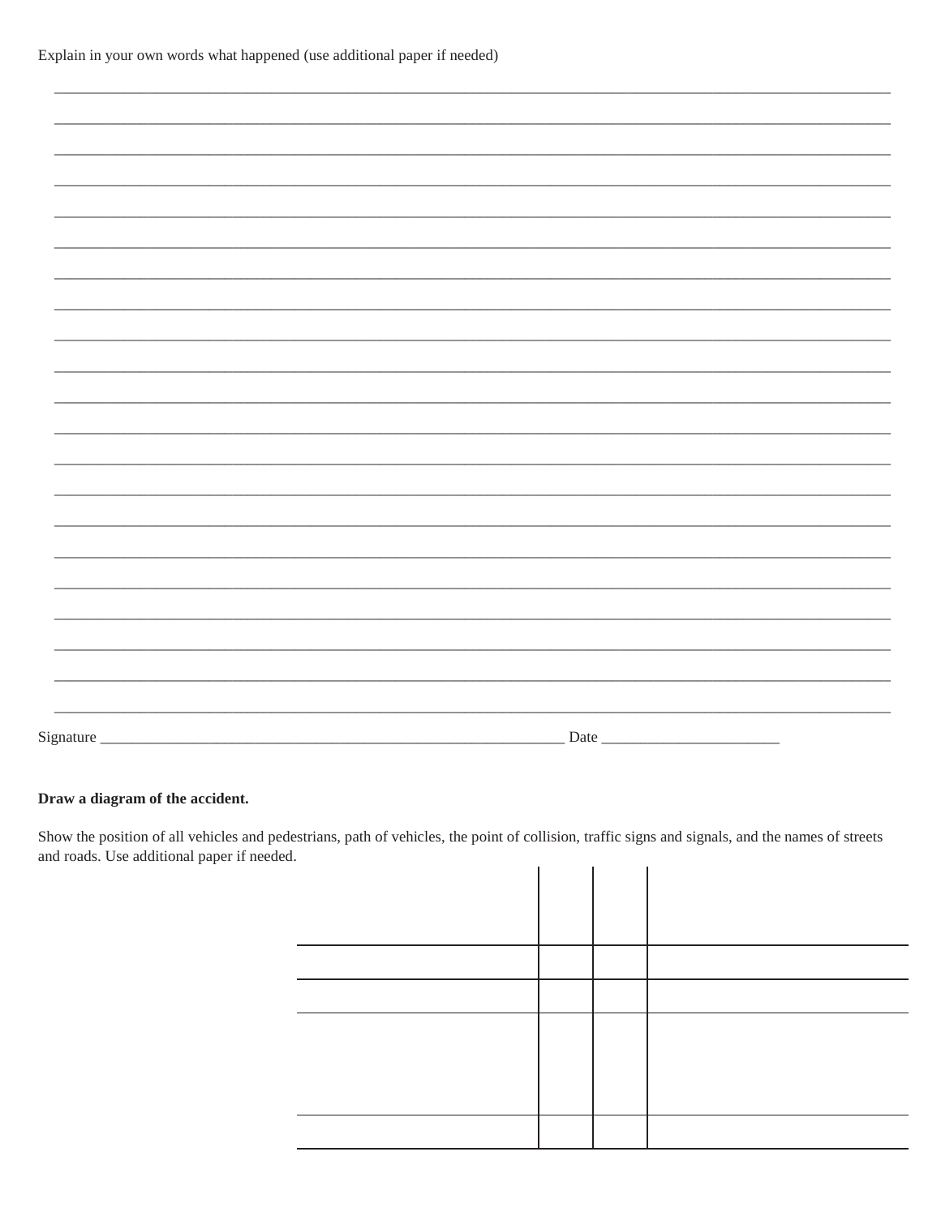Explain in your own words what happened (use additional paper if needed)

\_\_\_\_\_\_\_\_\_\_\_\_\_\_\_\_\_\_\_\_\_\_\_\_\_\_\_\_\_\_\_\_\_\_\_\_\_\_\_\_\_\_\_\_\_\_\_\_\_\_\_\_\_\_\_\_\_\_\_\_\_\_\_\_\_\_\_\_\_\_\_\_\_\_\_\_\_\_

\_\_\_\_\_\_\_\_\_\_\_\_\_\_\_\_\_\_\_\_\_\_\_\_\_\_\_\_\_\_\_\_\_\_\_\_\_\_\_\_\_\_\_\_\_\_\_\_\_\_\_\_\_\_\_\_\_\_\_\_\_\_\_\_\_\_\_\_\_\_\_\_\_\_\_\_\_\_

\_\_\_\_\_\_\_\_\_\_\_\_\_\_\_\_\_\_\_\_\_\_\_\_\_\_\_\_\_\_\_\_\_\_\_\_\_\_\_\_\_\_\_\_\_\_\_\_\_\_\_\_\_\_\_\_\_\_\_\_\_\_\_\_\_\_\_\_\_\_\_\_\_\_\_\_\_\_

\_\_\_\_\_\_\_\_\_\_\_\_\_\_\_\_\_\_\_\_\_\_\_\_\_\_\_\_\_\_\_\_\_\_\_\_\_\_\_\_\_\_\_\_\_\_\_\_\_\_\_\_\_\_\_\_\_\_\_\_\_\_\_\_\_\_\_\_\_\_\_\_\_\_\_\_\_\_

\_\_\_\_\_\_\_\_\_\_\_\_\_\_\_\_\_\_\_\_\_\_\_\_\_\_\_\_\_\_\_\_\_\_\_\_\_\_\_\_\_\_\_\_\_\_\_\_\_\_\_\_\_\_\_\_\_\_\_\_\_\_\_\_\_\_\_\_\_\_\_\_\_\_\_\_\_\_

\_\_\_\_\_\_\_\_\_\_\_\_\_\_\_\_\_\_\_\_\_\_\_\_\_\_\_\_\_\_\_\_\_\_\_\_\_\_\_\_\_\_\_\_\_\_\_\_\_\_\_\_\_\_\_\_\_\_\_\_\_\_\_\_\_\_\_\_\_\_\_\_\_\_\_\_\_\_

\_\_\_\_\_\_\_\_\_\_\_\_\_\_\_\_\_\_\_\_\_\_\_\_\_\_\_\_\_\_\_\_\_\_\_\_\_\_\_\_\_\_\_\_\_\_\_\_\_\_\_\_\_\_\_\_\_\_\_\_\_\_\_\_\_\_\_\_\_\_\_\_\_\_\_\_\_\_

\_\_\_\_\_\_\_\_\_\_\_\_\_\_\_\_\_\_\_\_\_\_\_\_\_\_\_\_\_\_\_\_\_\_\_\_\_\_\_\_\_\_\_\_\_\_\_\_\_\_\_\_\_\_\_\_\_\_\_\_\_\_\_\_\_\_\_\_\_\_\_\_\_\_\_\_\_\_

\_\_\_\_\_\_\_\_\_\_\_\_\_\_\_\_\_\_\_\_\_\_\_\_\_\_\_\_\_\_\_\_\_\_\_\_\_\_\_\_\_\_\_\_\_\_\_\_\_\_\_\_\_\_\_\_\_\_\_\_\_\_\_\_\_\_\_\_\_\_\_\_\_\_\_\_\_\_

\_\_\_\_\_\_\_\_\_\_\_\_\_\_\_\_\_\_\_\_\_\_\_\_\_\_\_\_\_\_\_\_\_\_\_\_\_\_\_\_\_\_\_\_\_\_\_\_\_\_\_\_\_\_\_\_\_\_\_\_\_\_\_\_\_\_\_\_\_\_\_\_\_\_\_\_\_\_

\_\_\_\_\_\_\_\_\_\_\_\_\_\_\_\_\_\_\_\_\_\_\_\_\_\_\_\_\_\_\_\_\_\_\_\_\_\_\_\_\_\_\_\_\_\_\_\_\_\_\_\_\_\_\_\_\_\_\_\_\_\_\_\_\_\_\_\_\_\_\_\_\_\_\_\_\_\_

\_\_\_\_\_\_\_\_\_\_\_\_\_\_\_\_\_\_\_\_\_\_\_\_\_\_\_\_\_\_\_\_\_\_\_\_\_\_\_\_\_\_\_\_\_\_\_\_\_\_\_\_\_\_\_\_\_\_\_\_\_\_\_\_\_\_\_\_\_\_\_\_\_\_\_\_\_\_

\_\_\_\_\_\_\_\_\_\_\_\_\_\_\_\_\_\_\_\_\_\_\_\_\_\_\_\_\_\_\_\_\_\_\_\_\_\_\_\_\_\_\_\_\_\_\_\_\_\_\_\_\_\_\_\_\_\_\_\_\_\_\_\_\_\_\_\_\_\_\_\_\_\_\_\_\_\_

\_\_\_\_\_\_\_\_\_\_\_\_\_\_\_\_\_\_\_\_\_\_\_\_\_\_\_\_\_\_\_\_\_\_\_\_\_\_\_\_\_\_\_\_\_\_\_\_\_\_\_\_\_\_\_\_\_\_\_\_\_\_\_\_\_\_\_\_\_\_\_\_\_\_\_\_\_\_

\_\_\_\_\_\_\_\_\_\_\_\_\_\_\_\_\_\_\_\_\_\_\_\_\_\_\_\_\_\_\_\_\_\_\_\_\_\_\_\_\_\_\_\_\_\_\_\_\_\_\_\_\_\_\_\_\_\_\_\_\_\_\_\_\_\_\_\_\_\_\_\_\_\_\_\_\_\_

\_\_\_\_\_\_\_\_\_\_\_\_\_\_\_\_\_\_\_\_\_\_\_\_\_\_\_\_\_\_\_\_\_\_\_\_\_\_\_\_\_\_\_\_\_\_\_\_\_\_\_\_\_\_\_\_\_\_\_\_\_\_\_\_\_\_\_\_\_\_\_\_\_\_\_\_\_\_

\_\_\_\_\_\_\_\_\_\_\_\_\_\_\_\_\_\_\_\_\_\_\_\_\_\_\_\_\_\_\_\_\_\_\_\_\_\_\_\_\_\_\_\_\_\_\_\_\_\_\_\_\_\_\_\_\_\_\_\_\_\_\_\_\_\_\_\_\_\_\_\_\_\_\_\_\_\_

\_\_\_\_\_\_\_\_\_\_\_\_\_\_\_\_\_\_\_\_\_\_\_\_\_\_\_\_\_\_\_\_\_\_\_\_\_\_\_\_\_\_\_\_\_\_\_\_\_\_\_\_\_\_\_\_\_\_\_\_\_\_\_\_\_\_\_\_\_\_\_\_\_\_\_\_\_\_

\_\_\_\_\_\_\_\_\_\_\_\_\_\_\_\_\_\_\_\_\_\_\_\_\_\_\_\_\_\_\_\_\_\_\_\_\_\_\_\_\_\_\_\_\_\_\_\_\_\_\_\_\_\_\_\_\_\_\_\_\_\_\_\_\_\_\_\_\_\_\_\_\_\_\_\_\_\_

\_\_\_\_\_\_\_\_\_\_\_\_\_\_\_\_\_\_\_\_\_\_\_\_\_\_\_\_\_\_\_\_\_\_\_\_\_\_\_\_\_\_\_\_\_\_\_\_\_\_\_\_\_\_\_\_\_\_\_\_\_\_\_\_\_\_\_\_\_\_\_\_\_\_\_\_\_\_

\_\_\_\_\_\_\_\_\_\_\_\_\_\_\_\_\_\_\_\_\_\_\_\_\_\_\_\_\_\_\_\_\_\_\_\_\_\_\_\_\_\_\_\_\_\_\_\_\_\_\_\_\_\_\_\_\_\_\_\_\_\_\_\_\_\_\_\_\_\_\_\_\_\_\_\_\_\_

Signature \_\_\_\_\_\_\_\_\_\_\_\_\_\_\_\_\_\_\_\_\_\_\_\_\_\_\_\_\_\_\_\_\_\_\_\_\_\_\_\_\_\_\_\_\_\_\_\_ Date \_\_\_\_\_\_\_\_\_\_\_\_\_\_\_\_\_\_\_\_

**Draw a diagram of the accident.**

Show the position of all vehicles and pedestrians, path of vehicles, the point of collision, traffic signs and signals, and the names of streets and roads. Use additional paper if needed.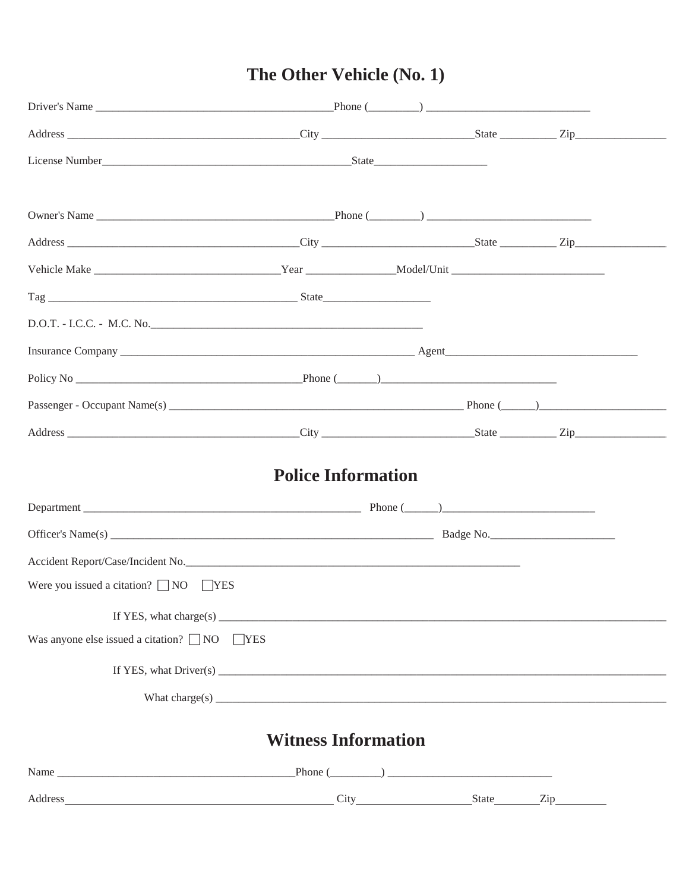## The Other Vehicle (No. 1)

Driver's Name __________________________________________Phone (_________) _____________________________

Address _________________________________________City ___________________________State __________ Zip________________

License Number____________________________________________State____________________

Owner's Name __________________________________________Phone (_________) _____________________________

Address _________________________________________City ___________________________State __________ Zip________________

Vehicle Make _________________________________Year ________________Model/Unit ____________________________

Tag ____________________________________________ State___________________

D.O.T. - I.C.C. - M.C. No.________________________________________________

Insurance Company ____________________________________________________ Agent__________________________________

Policy No ________________________________________Phone (_______)________________________________

Passenger - Occupant Name(s) ___________________________________________________ Phone (______)______________________

Address _________________________________________City ___________________________State __________ Zip________________

## Police Information

Department _________________________________________________ Phone (______)___________________________

Officer's Name(s) _________________________________________________________ Badge No._____________________

Accident Report/Case/Incident No.___________________________________________________________

Were you issued a citation? ☐ NO ☐ YES

If YES, what charge(s) __________________________________________________________________________________

Was anyone else issued a citation? ☐ NO ☐ YES

If YES, what Driver(s) __________________________________________________________________________________

What charge(s) __________________________________________________________________________________

## Witness Information

Name __________________________________________Phone (_________) _____________________________

Address_______________________________________________ City____________________State________Zip_________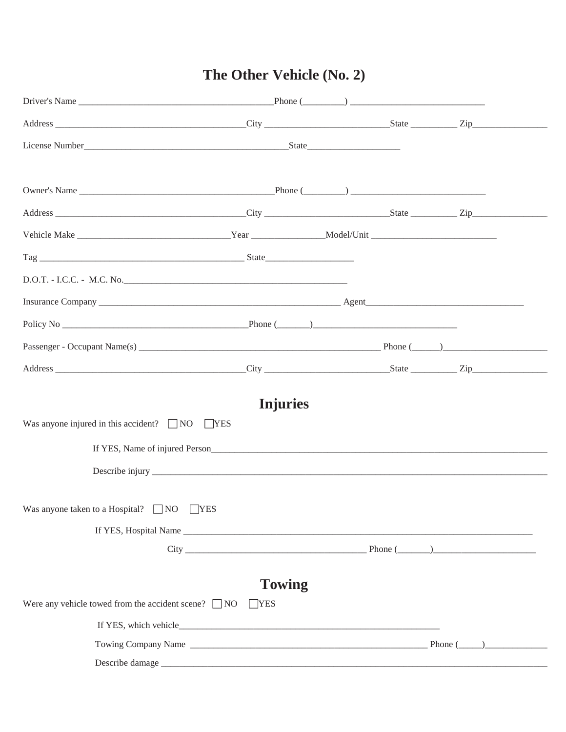# The Other Vehicle (No. 2)

Driver's Name ________________________________________Phone (_________) ____________________________

Address ________________________________________City ___________________________State __________ Zip________________

License Number____________________________________________State____________________

Owner's Name ________________________________________Phone (_________) ____________________________

Address ________________________________________City ___________________________State __________ Zip________________

Vehicle Make ________________________________Year ________________Model/Unit ___________________________

Tag ____________________________________________ State___________________

D.O.T. - I.C.C. - M.C. No._________________________________________________

Insurance Company ___________________________________________________ Agent_________________________________

Policy No ________________________________________Phone (_______)______________________________

Passenger - Occupant Name(s) _____________________________________________________ Phone (______)______________________

Address ________________________________________City ___________________________State __________ Zip________________

## Injuries

Was anyone injured in this accident? ☐ NO ☐ YES

If YES, Name of injured Person_____________________________________________________________________________

Describe injury ______________________________________________________________________________________

Was anyone taken to a Hospital? ☐ NO ☐ YES

If YES, Hospital Name ________________________________________________________________________________

City ________________________________________ Phone (_______)______________________

## Towing

Were any vehicle towed from the accident scene? ☐ NO ☐ YES

If YES, which vehicle____________________________________________________________

Towing Company Name _____________________________________________________ Phone (_____)_____________

Describe damage _____________________________________________________________________________________